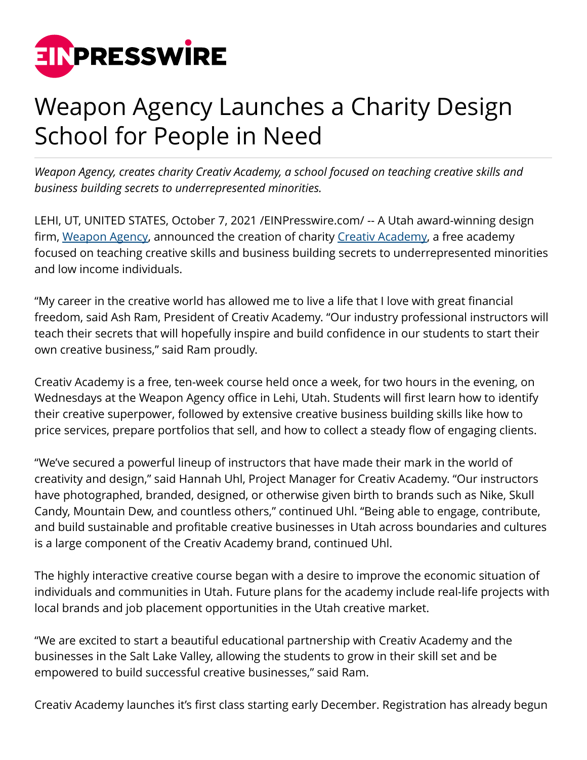# Weapon Agency Launches a Charity Design School for People in Need

*Weapon Agency, creates charity Creativ Academy, a school focused on teaching creative skills and business building secrets to underrepresented minorities.*

LEHI, UT, UNITED STATES, October 7, 2021 /EINPresswire.com/ -- A Utah award-winning design firm, [Weapon Agency](), announced the creation of charity [Creativ Academy](), a free academy focused on teaching creative skills and business building secrets to underrepresented minorities and low income individuals.

"My career in the creative world has allowed me to live a life that I love with great financial freedom, said Ash Ram, President of Creativ Academy. "Our industry professional instructors will teach their secrets that will hopefully inspire and build confidence in our students to start their own creative business," said Ram proudly.

Creativ Academy is a free, ten-week course held once a week, for two hours in the evening, on Wednesdays at the Weapon Agency office in Lehi, Utah. Students will first learn how to identify their creative superpower, followed by extensive creative business building skills like how to price services, prepare portfolios that sell, and how to collect a steady flow of engaging clients.

"We've secured a powerful lineup of instructors that have made their mark in the world of creativity and design," said Hannah Uhl, Project Manager for Creativ Academy. "Our instructors have photographed, branded, designed, or otherwise given birth to brands such as Nike, Skull Candy, Mountain Dew, and countless others," continued Uhl. "Being able to engage, contribute, and build sustainable and profitable creative businesses in Utah across boundaries and cultures is a large component of the Creativ Academy brand, continued Uhl.

The highly interactive creative course began with a desire to improve the economic situation of individuals and communities in Utah. Future plans for the academy include real-life projects with local brands and job placement opportunities in the Utah creative market.

"We are excited to start a beautiful educational partnership with Creativ Academy and the businesses in the Salt Lake Valley, allowing the students to grow in their skill set and be empowered to build successful creative businesses," said Ram.

Creativ Academy launches it's first class starting early December. Registration has already begun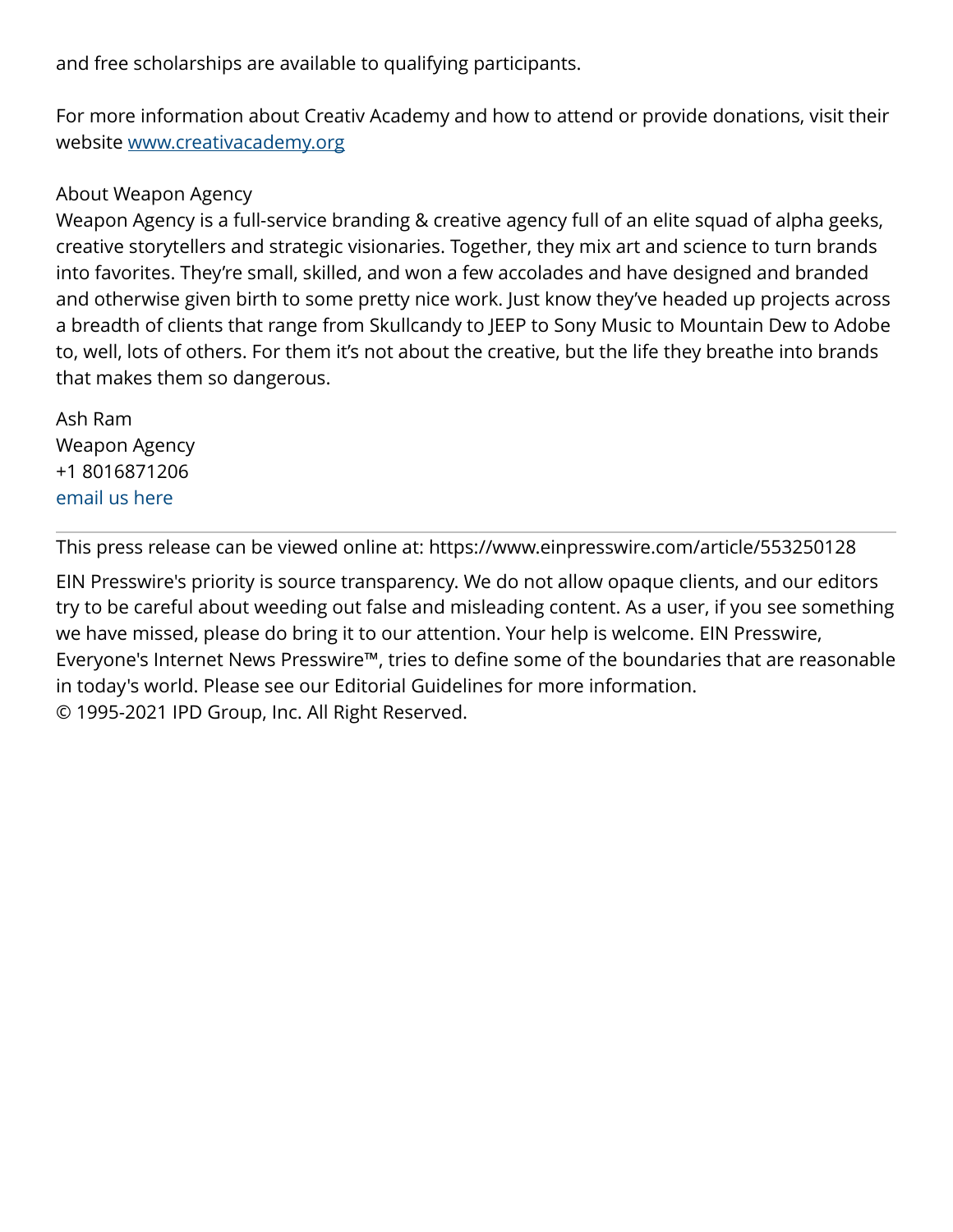and free scholarships are available to qualifying participants.

For more information about Creativ Academy and how to attend or provide donations, visit their website [www.creativacademy.org](http://www.creativacademy.org)

About Weapon Agency
Weapon Agency is a full-service branding & creative agency full of an elite squad of alpha geeks, creative storytellers and strategic visionaries. Together, they mix art and science to turn brands into favorites. They're small, skilled, and won a few accolades and have designed and branded and otherwise given birth to some pretty nice work. Just know they've headed up projects across a breadth of clients that range from Skullcandy to JEEP to Sony Music to Mountain Dew to Adobe to, well, lots of others. For them it's not about the creative, but the life they breathe into brands that makes them so dangerous.

Ash Ram
Weapon Agency
+1 8016871206
email us here

---

This press release can be viewed online at: https://www.einpresswire.com/article/553250128

EIN Presswire's priority is source transparency. We do not allow opaque clients, and our editors try to be careful about weeding out false and misleading content. As a user, if you see something we have missed, please do bring it to our attention. Your help is welcome. EIN Presswire, Everyone's Internet News Presswire™, tries to define some of the boundaries that are reasonable in today's world. Please see our Editorial Guidelines for more information.
© 1995-2021 IPD Group, Inc. All Right Reserved.